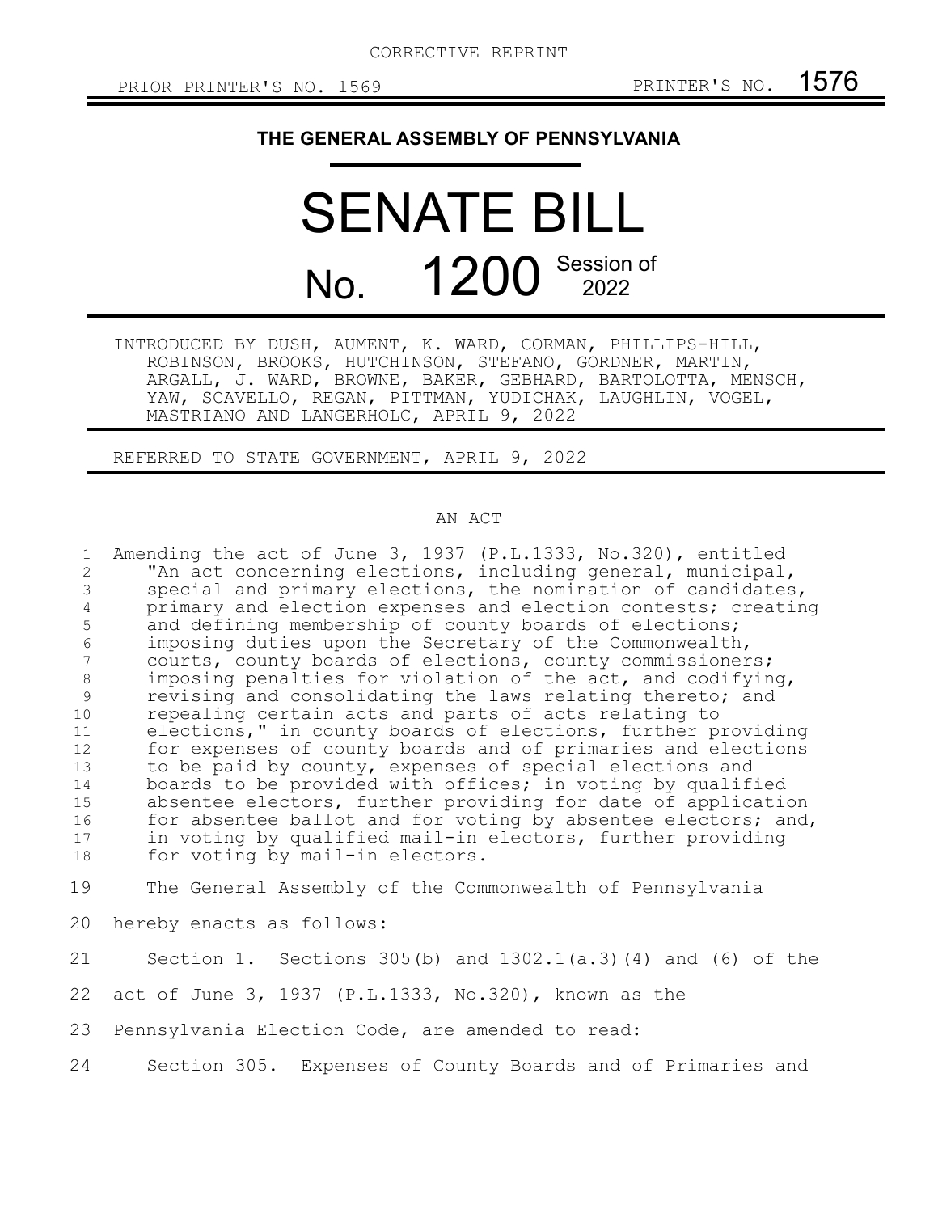CORRECTIVE REPRINT

PRIOR PRINTER'S NO. 1569 PRINTER'S NO. 1576

## THE GENERAL ASSEMBLY OF PENNSYLVANIA

# SENATE BILL

# No. 1200 Session of 2022

INTRODUCED BY DUSH, AUMENT, K. WARD, CORMAN, PHILLIPS-HILL, ROBINSON, BROOKS, HUTCHINSON, STEFANO, GORDNER, MARTIN, ARGALL, J. WARD, BROWNE, BAKER, GEBHARD, BARTOLOTTA, MENSCH, YAW, SCAVELLO, REGAN, PITTMAN, YUDICHAK, LAUGHLIN, VOGEL, MASTRIANO AND LANGERHOLC, APRIL 9, 2022

REFERRED TO STATE GOVERNMENT, APRIL 9, 2022

AN ACT

Amending the act of June 3, 1937 (P.L.1333, No.320), entitled "An act concerning elections, including general, municipal, special and primary elections, the nomination of candidates, primary and election expenses and election contests; creating and defining membership of county boards of elections; imposing duties upon the Secretary of the Commonwealth, courts, county boards of elections, county commissioners; imposing penalties for violation of the act, and codifying, revising and consolidating the laws relating thereto; and repealing certain acts and parts of acts relating to elections," in county boards of elections, further providing for expenses of county boards and of primaries and elections to be paid by county, expenses of special elections and boards to be provided with offices; in voting by qualified absentee electors, further providing for date of application for absentee ballot and for voting by absentee electors; and, in voting by qualified mail-in electors, further providing for voting by mail-in electors.

The General Assembly of the Commonwealth of Pennsylvania hereby enacts as follows:

Section 1. Sections 305(b) and 1302.1(a.3)(4) and (6) of the act of June 3, 1937 (P.L.1333, No.320), known as the Pennsylvania Election Code, are amended to read:

Section 305. Expenses of County Boards and of Primaries and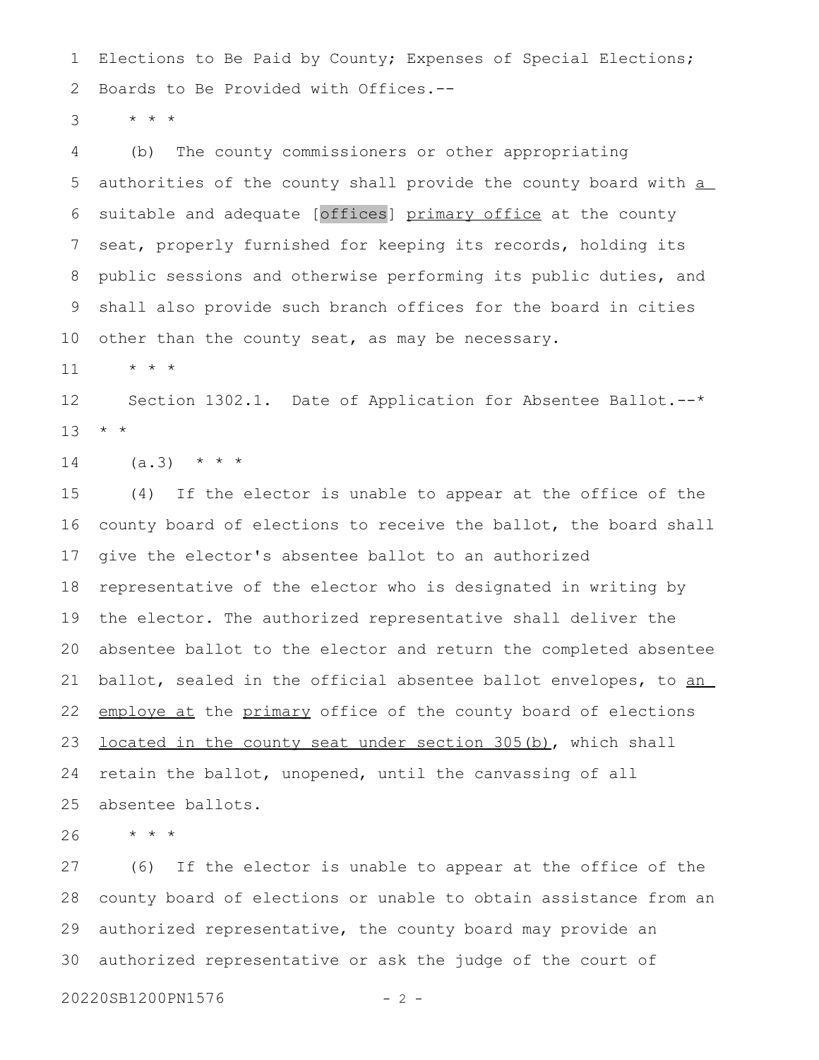Elections to Be Paid by County; Expenses of Special Elections; Boards to Be Provided with Offices.--

\* \* \*

(b) The county commissioners or other appropriating authorities of the county shall provide the county board with <u>a</u> suitable and adequate [offices] <u>primary office</u> at the county seat, properly furnished for keeping its records, holding its public sessions and otherwise performing its public duties, and shall also provide such branch offices for the board in cities other than the county seat, as may be necessary.

\* \* \*

Section 1302.1. Date of Application for Absentee Ballot.--\* \* \*

(a.3) \* \* \*

(4) If the elector is unable to appear at the office of the county board of elections to receive the ballot, the board shall give the elector's absentee ballot to an authorized representative of the elector who is designated in writing by the elector. The authorized representative shall deliver the absentee ballot to the elector and return the completed absentee ballot, sealed in the official absentee ballot envelopes, to <u>an employe at</u> the <u>primary</u> office of the county board of elections <u>located in the county seat under section 305(b)</u>, which shall retain the ballot, unopened, until the canvassing of all absentee ballots.

\* \* \*

(6) If the elector is unable to appear at the office of the county board of elections or unable to obtain assistance from an authorized representative, the county board may provide an authorized representative or ask the judge of the court of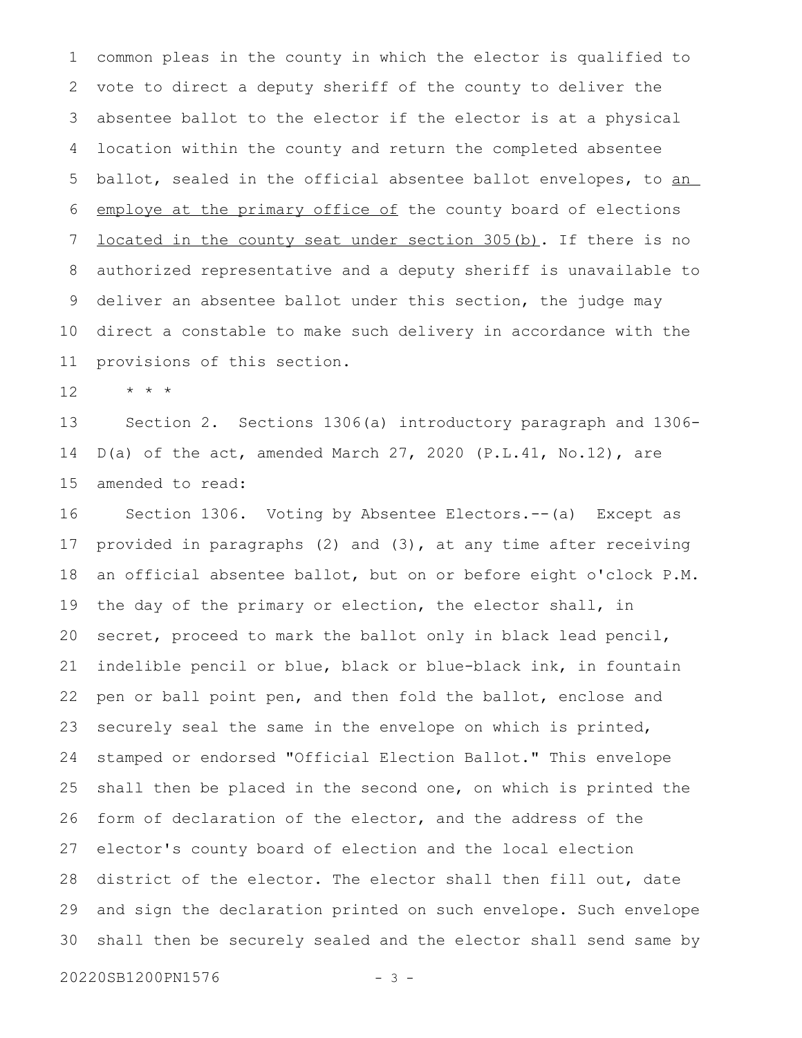common pleas in the county in which the elector is qualified to vote to direct a deputy sheriff of the county to deliver the absentee ballot to the elector if the elector is at a physical location within the county and return the completed absentee ballot, sealed in the official absentee ballot envelopes, to <u>an employe at the primary office of</u> the county board of elections <u>located in the county seat under section 305(b)</u>. If there is no authorized representative and a deputy sheriff is unavailable to deliver an absentee ballot under this section, the judge may direct a constable to make such delivery in accordance with the provisions of this section.

\* \* \*

Section 2. Sections 1306(a) introductory paragraph and 1306-D(a) of the act, amended March 27, 2020 (P.L.41, No.12), are amended to read:

Section 1306. Voting by Absentee Electors.--(a) Except as provided in paragraphs (2) and (3), at any time after receiving an official absentee ballot, but on or before eight o'clock P.M. the day of the primary or election, the elector shall, in secret, proceed to mark the ballot only in black lead pencil, indelible pencil or blue, black or blue-black ink, in fountain pen or ball point pen, and then fold the ballot, enclose and securely seal the same in the envelope on which is printed, stamped or endorsed "Official Election Ballot." This envelope shall then be placed in the second one, on which is printed the form of declaration of the elector, and the address of the elector's county board of election and the local election district of the elector. The elector shall then fill out, date and sign the declaration printed on such envelope. Such envelope shall then be securely sealed and the elector shall send same by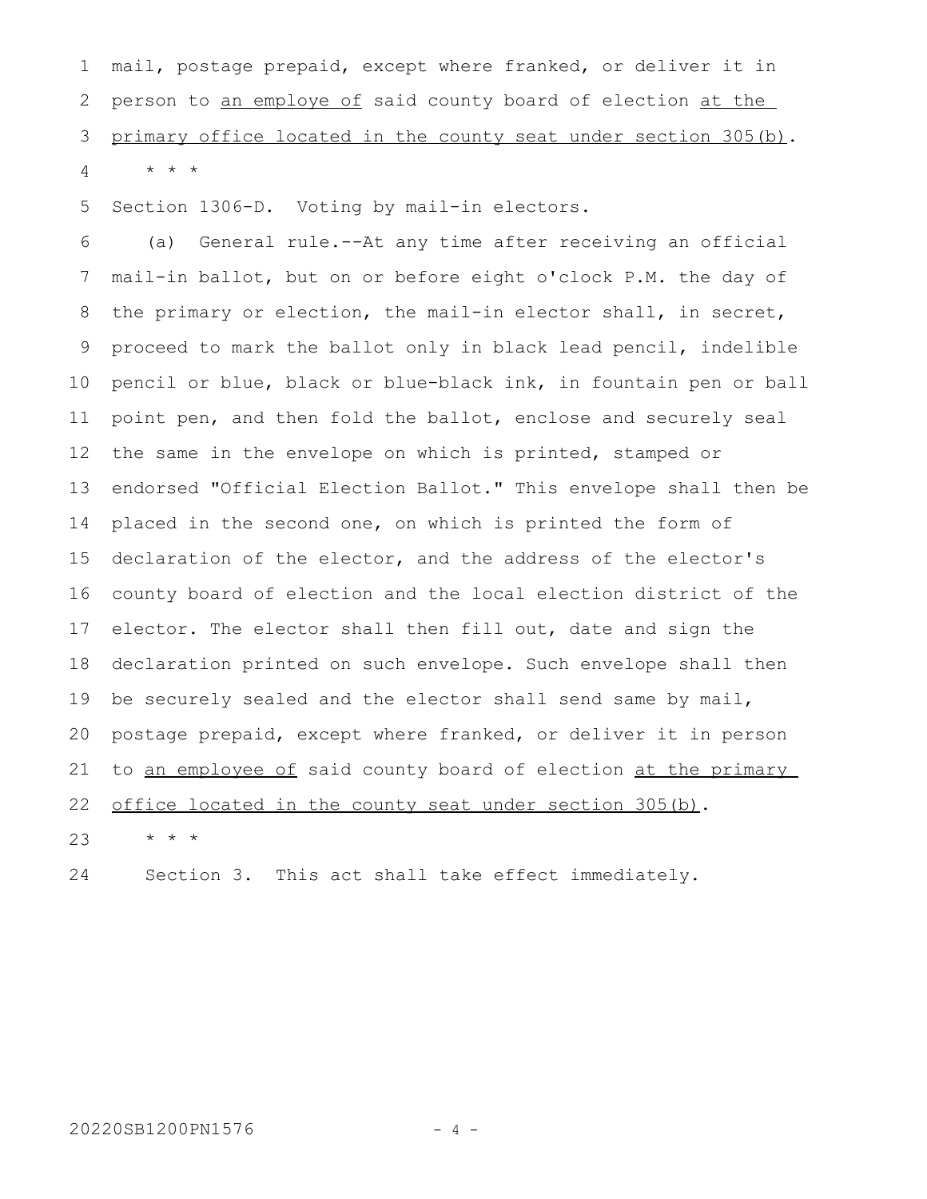mail, postage prepaid, except where franked, or deliver it in person to an employe of said county board of election at the primary office located in the county seat under section 305(b).

\* \* \*

Section 1306-D. Voting by mail-in electors.

(a) General rule.--At any time after receiving an official mail-in ballot, but on or before eight o'clock P.M. the day of the primary or election, the mail-in elector shall, in secret, proceed to mark the ballot only in black lead pencil, indelible pencil or blue, black or blue-black ink, in fountain pen or ball point pen, and then fold the ballot, enclose and securely seal the same in the envelope on which is printed, stamped or endorsed "Official Election Ballot." This envelope shall then be placed in the second one, on which is printed the form of declaration of the elector, and the address of the elector's county board of election and the local election district of the elector. The elector shall then fill out, date and sign the declaration printed on such envelope. Such envelope shall then be securely sealed and the elector shall send same by mail, postage prepaid, except where franked, or deliver it in person to an employee of said county board of election at the primary office located in the county seat under section 305(b).

\* \* \*

Section 3. This act shall take effect immediately.